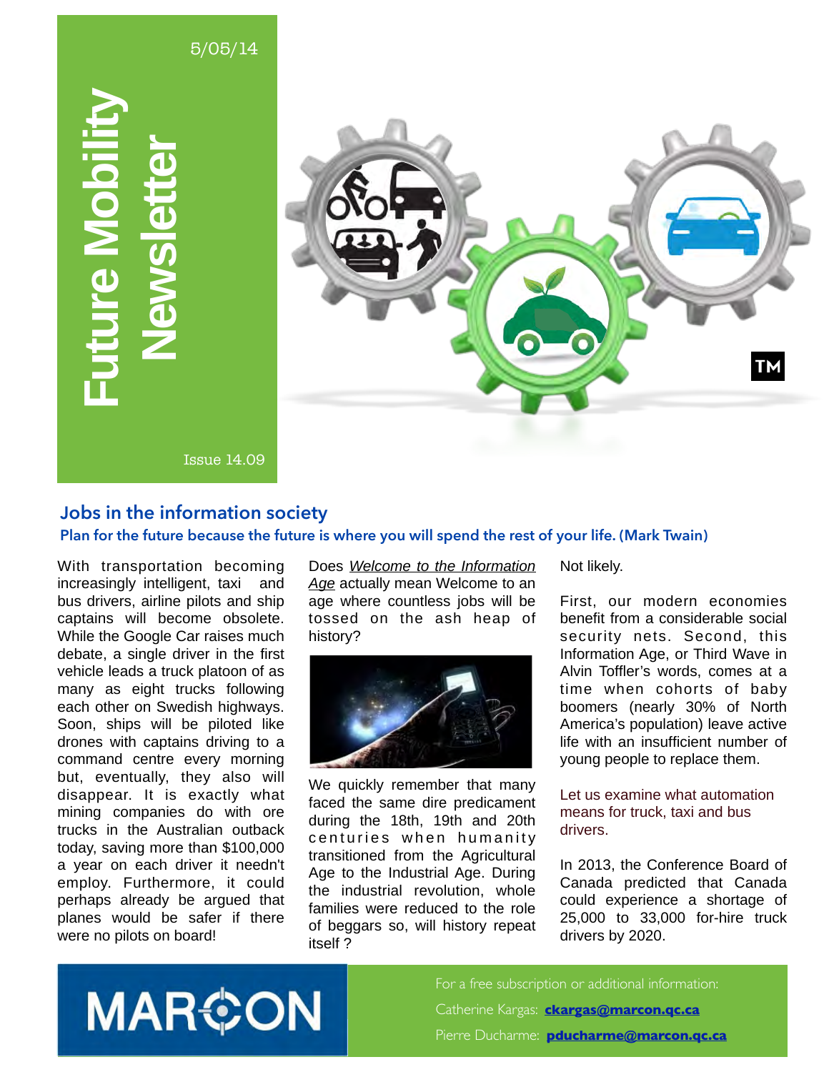5/05/14

# Future Mobility Newsletter

Issue 14.09

## Jobs in the information society

**Plan for the future because the future is where you will spend the rest of your life. (Mark Twain)**

With transportation becoming increasingly intelligent, taxi and bus drivers, airline pilots and ship captains will become obsolete. While the Google Car raises much debate, a single driver in the first vehicle leads a truck platoon of as many as eight trucks following each other on Swedish highways. Soon, ships will be piloted like drones with captains driving to a command centre every morning but, eventually, they also will disappear. It is exactly what mining companies do with ore trucks in the Australian outback today, saving more than $100,000 a year on each driver it needn't employ. Furthermore, it could perhaps already be argued that planes would be safer if there were no pilots on board!

Does *Welcome to the Information Age* actually mean Welcome to an age where countless jobs will be tossed on the ash heap of history?

We quickly remember that many faced the same dire predicament during the 18th, 19th and 20th centuries when humanity transitioned from the Agricultural Age to the Industrial Age. During the industrial revolution, whole families were reduced to the role of beggars so, will history repeat itself ?

Not likely.

First, our modern economies benefit from a considerable social security nets. Second, this Information Age, or Third Wave in Alvin Toffler's words, comes at a time when cohorts of baby boomers (nearly 30% of North America's population) leave active life with an insufficient number of young people to replace them.

Let us examine what automation means for truck, taxi and bus drivers.

In 2013, the Conference Board of Canada predicted that Canada could experience a shortage of 25,000 to 33,000 for-hire truck drivers by 2020.

MARCON

For a free subscription or additional information:

Catherine Kargas: **ckargas@marcon.qc.ca**

Pierre Ducharme: **pducharme@marcon.qc.ca**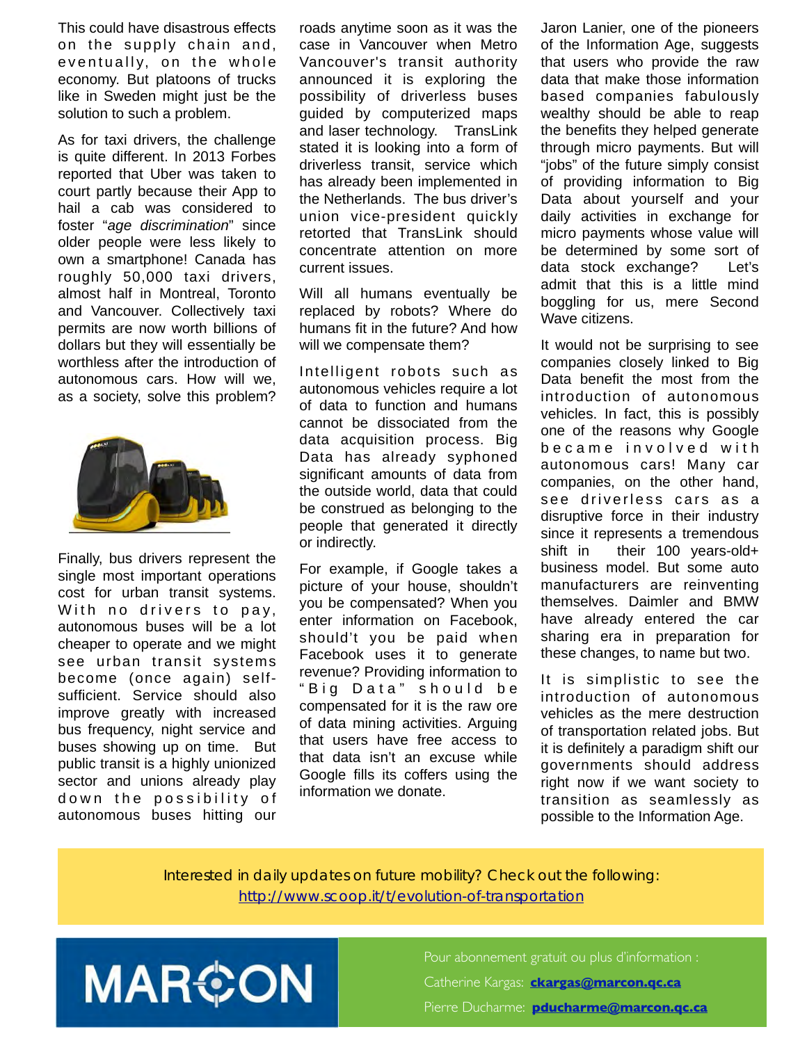This could have disastrous effects on the supply chain and, eventually, on the whole economy. But platoons of trucks like in Sweden might just be the solution to such a problem.

As for taxi drivers, the challenge is quite different. In 2013 Forbes reported that Uber was taken to court partly because their App to hail a cab was considered to foster "*age discrimination*" since older people were less likely to own a smartphone! Canada has roughly 50,000 taxi drivers, almost half in Montreal, Toronto and Vancouver. Collectively taxi permits are now worth billions of dollars but they will essentially be worthless after the introduction of autonomous cars. How will we, as a society, solve this problem?

Finally, bus drivers represent the single most important operations cost for urban transit systems. With no drivers to pay, autonomous buses will be a lot cheaper to operate and we might see urban transit systems become (once again) self-sufficient. Service should also improve greatly with increased bus frequency, night service and buses showing up on time. But public transit is a highly unionized sector and unions already play down the possibility of autonomous buses hitting our roads anytime soon as it was the case in Vancouver when Metro Vancouver's transit authority announced it is exploring the possibility of driverless buses guided by computerized maps and laser technology. TransLink stated it is looking into a form of driverless transit, service which has already been implemented in the Netherlands. The bus driver's union vice-president quickly retorted that TransLink should concentrate attention on more current issues.

Will all humans eventually be replaced by robots? Where do humans fit in the future? And how will we compensate them?

Intelligent robots such as autonomous vehicles require a lot of data to function and humans cannot be dissociated from the data acquisition process. Big Data has already syphoned significant amounts of data from the outside world, data that could be construed as belonging to the people that generated it directly or indirectly.

For example, if Google takes a picture of your house, shouldn't you be compensated? When you enter information on Facebook, should't you be paid when Facebook uses it to generate revenue? Providing information to "Big Data" should be compensated for it is the raw ore of data mining activities. Arguing that users have free access to that data isn't an excuse while Google fills its coffers using the information we donate.

Jaron Lanier, one of the pioneers of the Information Age, suggests that users who provide the raw data that make those information based companies fabulously wealthy should be able to reap the benefits they helped generate through micro payments. But will "jobs" of the future simply consist of providing information to Big Data about yourself and your daily activities in exchange for micro payments whose value will be determined by some sort of data stock exchange? Let's admit that this is a little mind boggling for us, mere Second Wave citizens.

It would not be surprising to see companies closely linked to Big Data benefit the most from the introduction of autonomous vehicles. In fact, this is possibly one of the reasons why Google became involved with autonomous cars! Many car companies, on the other hand, see driverless cars as a disruptive force in their industry since it represents a tremendous shift in their 100 years-old+ business model. But some auto manufacturers are reinventing themselves. Daimler and BMW have already entered the car sharing era in preparation for these changes, to name but two.

It is simplistic to see the introduction of autonomous vehicles as the mere destruction of transportation related jobs. But it is definitely a paradigm shift our governments should address right now if we want society to transition as seamlessly as possible to the Information Age.

Interested in daily updates on future mobility? Check out the following:
http://www.scoop.it/t/evolution-of-transportation

MARCON

Pour abonnement gratuit ou plus d'information :
Catherine Kargas: **ckargas@marcon.qc.ca**
Pierre Ducharme: **pducharme@marcon.qc.ca**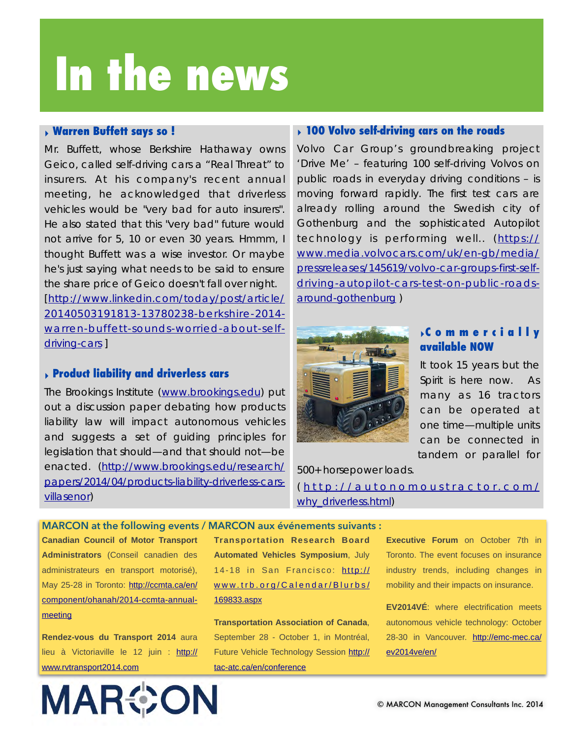# In the news

## Warren Buffett says so !

Mr. Buffett, whose Berkshire Hathaway owns Geico, called self-driving cars a "Real Threat" to insurers. At his company's recent annual meeting, he acknowledged that driverless vehicles would be "very bad for auto insurers". He also stated that this "very bad" future would not arrive for 5, 10 or even 30 years. Hmmm, I thought Buffett was a wise investor. Or maybe he's just saying what needs to be said to ensure the share price of Geico doesn't fall over night. [http://www.linkedin.com/today/post/article/20140503191813-13780238-berkshire-2014-warren-buffett-sounds-worried-about-self-driving-cars ]

## Product liability and driverless cars

The Brookings Institute (www.brookings.edu) put out a discussion paper debating how products liability law will impact autonomous vehicles and suggests a set of guiding principles for legislation that should—and that should not—be enacted. (http://www.brookings.edu/research/papers/2014/04/products-liability-driverless-cars-villasenor)

## 100 Volvo self-driving cars on the roads

Volvo Car Group's groundbreaking project 'Drive Me' – featuring 100 self-driving Volvos on public roads in everyday driving conditions – is moving forward rapidly. The first test cars are already rolling around the Swedish city of Gothenburg and the sophisticated Autopilot technology is performing well.. (https://www.media.volvocars.com/uk/en-gb/media/pressreleases/145619/volvo-car-groups-first-self-driving-autopilot-cars-test-on-public-roads-around-gothenburg )

## Commercially available NOW

It took 15 years but the Spirit is here now. As many as 16 tractors can be operated at one time—multiple units can be connected in tandem or parallel for 500+ horsepower loads.

(http://autonomoustractor.com/why_driverless.html)

## MARCON at the following events / MARCON aux événements suivants :

**Canadian Council of Motor Transport Administrators** (Conseil canadien des administrateurs en transport motorisé), May 25-28 in Toronto: http://ccmta.ca/en/component/ohanah/2014-ccmta-annual-meeting

**Rendez-vous du Transport 2014** aura lieu à Victoriaville le 12 juin : http://www.rvtransport2014.com

**Transportation Research Board Automated Vehicles Symposium**, July 14-18 in San Francisco: http://www.trb.org/Calendar/Blurbs/169833.aspx

**Transportation Association of Canada**, September 28 - October 1, in Montréal, Future Vehicle Technology Session http://tac-atc.ca/en/conference

**Executive Forum** on October 7th in Toronto. The event focuses on insurance industry trends, including changes in mobility and their impacts on insurance.

**EV2014VÉ**: where electrification meets autonomous vehicle technology: October 28-30 in Vancouver. http://emc-mec.ca/ev2014ve/en/

MARCON

© MARCON Management Consultants Inc. 2014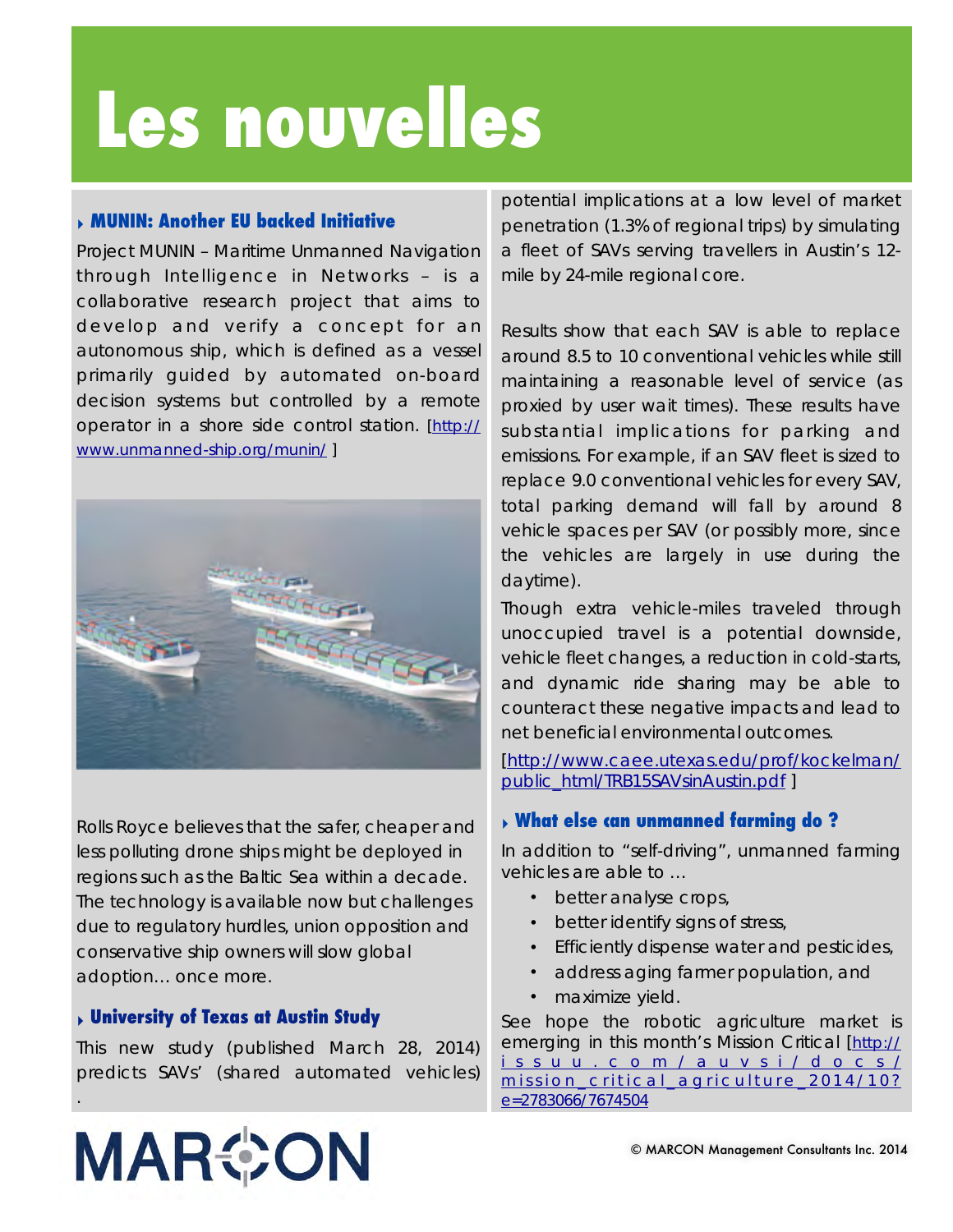# Les nouvelles

## MUNIN: Another EU backed Initiative

Project MUNIN – Maritime Unmanned Navigation through Intelligence in Networks – is a collaborative research project that aims to develop and verify a concept for an autonomous ship, which is defined as a vessel primarily guided by automated on-board decision systems but controlled by a remote operator in a shore side control station. [http://www.unmanned-ship.org/munin/ ]

Rolls Royce believes that the safer, cheaper and less polluting drone ships might be deployed in regions such as the Baltic Sea within a decade. The technology is available now but challenges due to regulatory hurdles, union opposition and conservative ship owners will slow global adoption… once more.

## University of Texas at Austin Study

This new study (published March 28, 2014) predicts SAVs' (shared automated vehicles) potential implications at a low level of market penetration (1.3% of regional trips) by simulating a fleet of SAVs serving travellers in Austin's 12-mile by 24-mile regional core.

Results show that each SAV is able to replace around 8.5 to 10 conventional vehicles while still maintaining a reasonable level of service (as proxied by user wait times). These results have substantial implications for parking and emissions. For example, if an SAV fleet is sized to replace 9.0 conventional vehicles for every SAV, total parking demand will fall by around 8 vehicle spaces per SAV (or possibly more, since the vehicles are largely in use during the daytime).

Though extra vehicle-miles traveled through unoccupied travel is a potential downside, vehicle fleet changes, a reduction in cold-starts, and dynamic ride sharing may be able to counteract these negative impacts and lead to net beneficial environmental outcomes.

[http://www.caee.utexas.edu/prof/kockelman/public_html/TRB15SAVsinAustin.pdf ]

## What else can unmanned farming do ?

In addition to "self-driving", unmanned farming vehicles are able to …

- better analyse crops,
- better identify signs of stress,
- Efficiently dispense water and pesticides,
- address aging farmer population, and
- maximize yield.

See hope the robotic agriculture market is emerging in this month's Mission Critical [http://issuu.com/auvsi/docs/mission_critical_agriculture_2014/10?e=2783066/7674504

© MARCON Management Consultants Inc. 2014